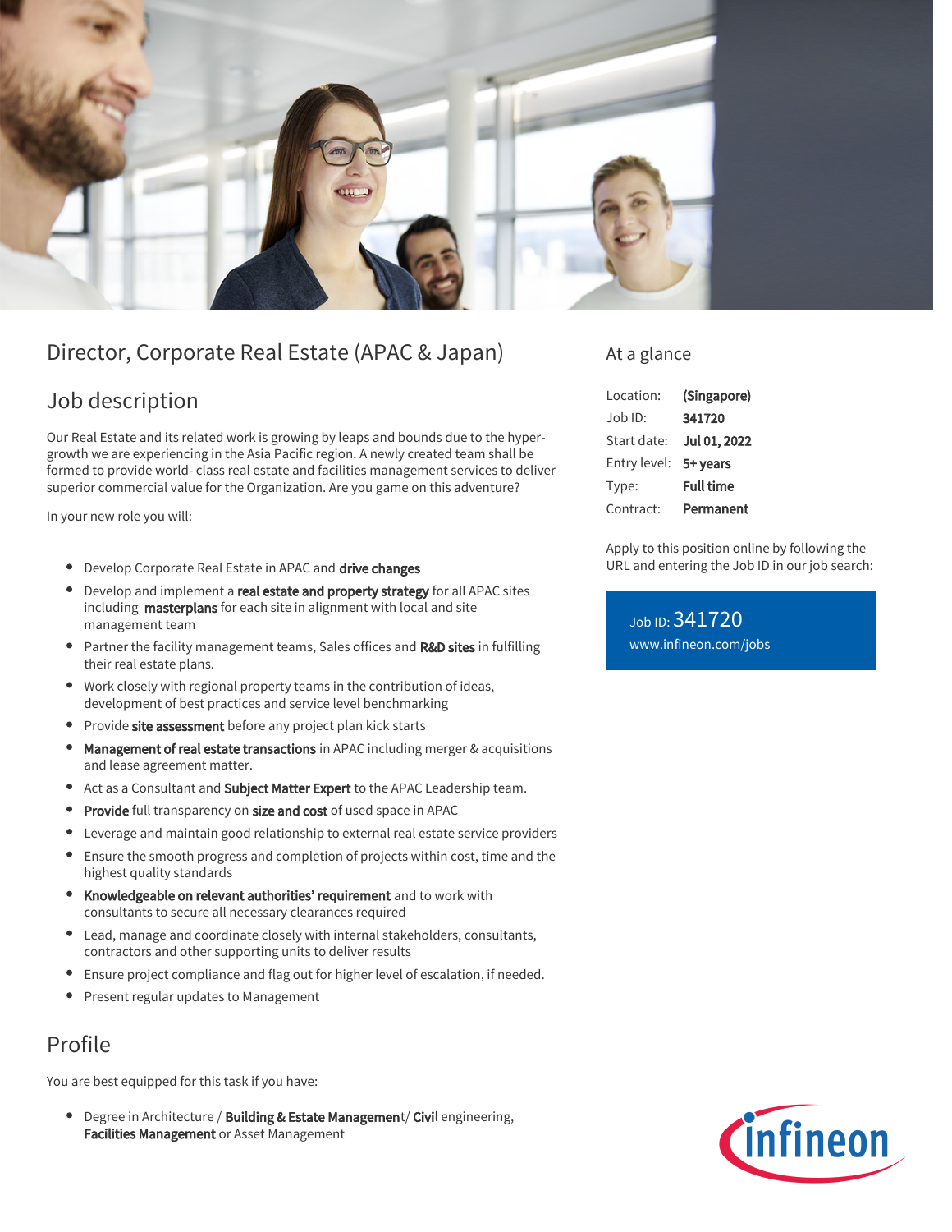# Director, Corporate Real Estate (APAC & Japan)

## Job description

Our Real Estate and its related work is growing by leaps and bounds due to the hyper-growth we are experiencing in the Asia Pacific region. A newly created team shall be formed to provide world- class real estate and facilities management services to deliver superior commercial value for the Organization. Are you game on this adventure?

In your new role you will:

- Develop Corporate Real Estate in APAC and **drive changes**
- Develop and implement a **real estate and property strategy** for all APAC sites including **masterplans** for each site in alignment with local and site management team
- Partner the facility management teams, Sales offices and **R&D sites** in fulfilling their real estate plans.
- Work closely with regional property teams in the contribution of ideas, development of best practices and service level benchmarking
- Provide **site assessment** before any project plan kick starts
- **Management of real estate transactions** in APAC including merger & acquisitions and lease agreement matter.
- Act as a Consultant and **Subject Matter Expert** to the APAC Leadership team.
- **Provide** full transparency on **size and cost** of used space in APAC
- Leverage and maintain good relationship to external real estate service providers
- Ensure the smooth progress and completion of projects within cost, time and the highest quality standards
- **Knowledgeable on relevant authorities' requirement** and to work with consultants to secure all necessary clearances required
- Lead, manage and coordinate closely with internal stakeholders, consultants, contractors and other supporting units to deliver results
- Ensure project compliance and flag out for higher level of escalation, if needed.
- Present regular updates to Management

## Profile

You are best equipped for this task if you have:

- Degree in Architecture / **Building & Estate Managemen**t/ **Civi**l engineering, **Facilities Management** or Asset Management

## At a glance

| | |
|---|---|
| Location: | **(Singapore)** |
| Job ID: | **341720** |
| Start date: | **Jul 01, 2022** |
| Entry level: | **5+ years** |
| Type: | **Full time** |
| Contract: | **Permanent** |

Apply to this position online by following the URL and entering the Job ID in our job search:

Job ID: 341720
www.infineon.com/jobs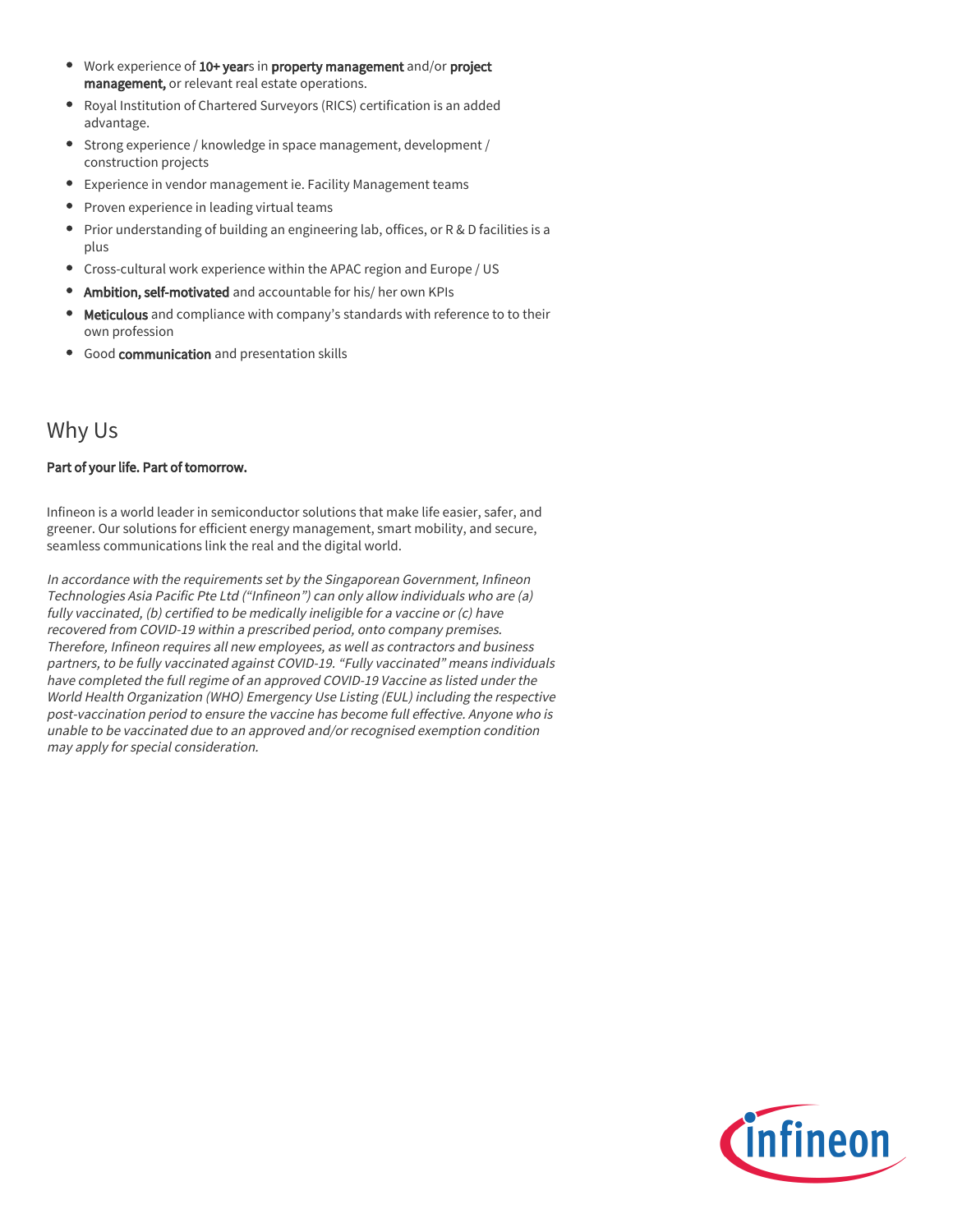- Work experience of **10+ year**s in **property management** and/or **project management,** or relevant real estate operations.
- Royal Institution of Chartered Surveyors (RICS) certification is an added advantage.
- Strong experience / knowledge in space management, development / construction projects
- Experience in vendor management ie. Facility Management teams
- Proven experience in leading virtual teams
- Prior understanding of building an engineering lab, offices, or R & D facilities is a plus
- Cross-cultural work experience within the APAC region and Europe / US
- **Ambition, self-motivated** and accountable for his/ her own KPIs
- **Meticulous** and compliance with company's standards with reference to to their own profession
- Good **communication** and presentation skills

## Why Us

**Part of your life. Part of tomorrow.**

Infineon is a world leader in semiconductor solutions that make life easier, safer, and greener. Our solutions for efficient energy management, smart mobility, and secure, seamless communications link the real and the digital world.

*In accordance with the requirements set by the Singaporean Government, Infineon Technologies Asia Pacific Pte Ltd ("Infineon") can only allow individuals who are (a) fully vaccinated, (b) certified to be medically ineligible for a vaccine or (c) have recovered from COVID-19 within a prescribed period, onto company premises. Therefore, Infineon requires all new employees, as well as contractors and business partners, to be fully vaccinated against COVID-19. "Fully vaccinated" means individuals have completed the full regime of an approved COVID-19 Vaccine as listed under the World Health Organization (WHO) Emergency Use Listing (EUL) including the respective post-vaccination period to ensure the vaccine has become full effective. Anyone who is unable to be vaccinated due to an approved and/or recognised exemption condition may apply for special consideration.*